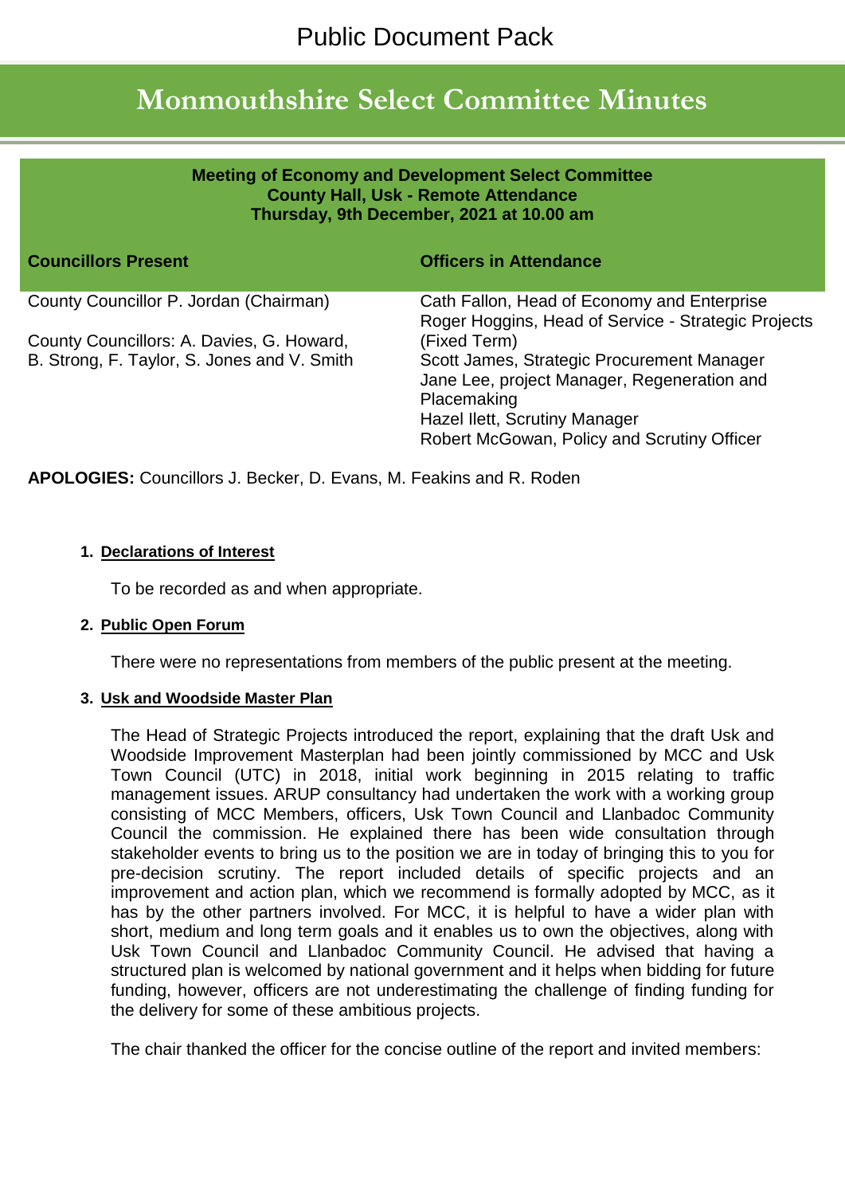Public Document Pack

# Monmouthshire Select Committee Minutes

**Meeting of Economy and Development Select Committee**
**County Hall, Usk - Remote Attendance**
**Thursday, 9th December, 2021 at 10.00 am**

| **Councillors Present** | **Officers in Attendance** |
| --- | --- |
| County Councillor P. Jordan (Chairman)<br><br>County Councillors: A. Davies, G. Howard, B. Strong, F. Taylor, S. Jones and V. Smith | Cath Fallon, Head of Economy and Enterprise<br>Roger Hoggins, Head of Service - Strategic Projects (Fixed Term)<br>Scott James, Strategic Procurement Manager<br>Jane Lee, project Manager, Regeneration and Placemaking<br>Hazel Ilett, Scrutiny Manager<br>Robert McGowan, Policy and Scrutiny Officer |

**APOLOGIES:** Councillors J. Becker, D. Evans, M. Feakins and R. Roden

1. **Declarations of Interest**

   To be recorded as and when appropriate.

2. **Public Open Forum**

   There were no representations from members of the public present at the meeting.

3. **Usk and Woodside Master Plan**

   The Head of Strategic Projects introduced the report, explaining that the draft Usk and Woodside Improvement Masterplan had been jointly commissioned by MCC and Usk Town Council (UTC) in 2018, initial work beginning in 2015 relating to traffic management issues. ARUP consultancy had undertaken the work with a working group consisting of MCC Members, officers, Usk Town Council and Llanbadoc Community Council the commission. He explained there has been wide consultation through stakeholder events to bring us to the position we are in today of bringing this to you for pre-decision scrutiny. The report included details of specific projects and an improvement and action plan, which we recommend is formally adopted by MCC, as it has by the other partners involved. For MCC, it is helpful to have a wider plan with short, medium and long term goals and it enables us to own the objectives, along with Usk Town Council and Llanbadoc Community Council. He advised that having a structured plan is welcomed by national government and it helps when bidding for future funding, however, officers are not underestimating the challenge of finding funding for the delivery for some of these ambitious projects.

   The chair thanked the officer for the concise outline of the report and invited members: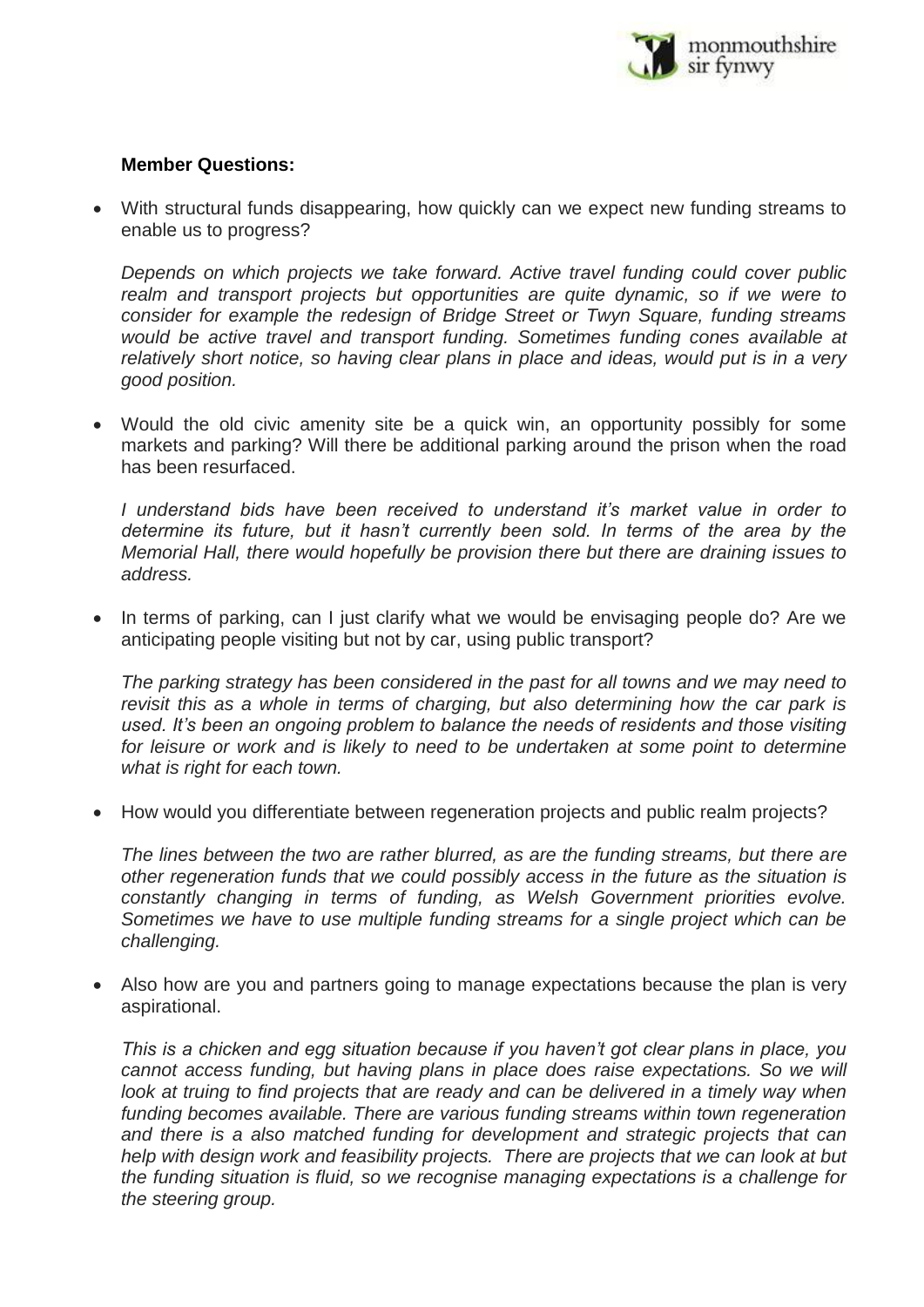**Member Questions:**

- With structural funds disappearing, how quickly can we expect new funding streams to enable us to progress?

  *Depends on which projects we take forward. Active travel funding could cover public realm and transport projects but opportunities are quite dynamic, so if we were to consider for example the redesign of Bridge Street or Twyn Square, funding streams would be active travel and transport funding. Sometimes funding cones available at relatively short notice, so having clear plans in place and ideas, would put is in a very good position.*

- Would the old civic amenity site be a quick win, an opportunity possibly for some markets and parking? Will there be additional parking around the prison when the road has been resurfaced.

  *I understand bids have been received to understand it's market value in order to determine its future, but it hasn't currently been sold. In terms of the area by the Memorial Hall, there would hopefully be provision there but there are draining issues to address.*

- In terms of parking, can I just clarify what we would be envisaging people do? Are we anticipating people visiting but not by car, using public transport?

  *The parking strategy has been considered in the past for all towns and we may need to revisit this as a whole in terms of charging, but also determining how the car park is used. It's been an ongoing problem to balance the needs of residents and those visiting for leisure or work and is likely to need to be undertaken at some point to determine what is right for each town.*

- How would you differentiate between regeneration projects and public realm projects?

  *The lines between the two are rather blurred, as are the funding streams, but there are other regeneration funds that we could possibly access in the future as the situation is constantly changing in terms of funding, as Welsh Government priorities evolve. Sometimes we have to use multiple funding streams for a single project which can be challenging.*

- Also how are you and partners going to manage expectations because the plan is very aspirational.

  *This is a chicken and egg situation because if you haven't got clear plans in place, you cannot access funding, but having plans in place does raise expectations. So we will look at truing to find projects that are ready and can be delivered in a timely way when funding becomes available. There are various funding streams within town regeneration and there is a also matched funding for development and strategic projects that can help with design work and feasibility projects. There are projects that we can look at but the funding situation is fluid, so we recognise managing expectations is a challenge for the steering group.*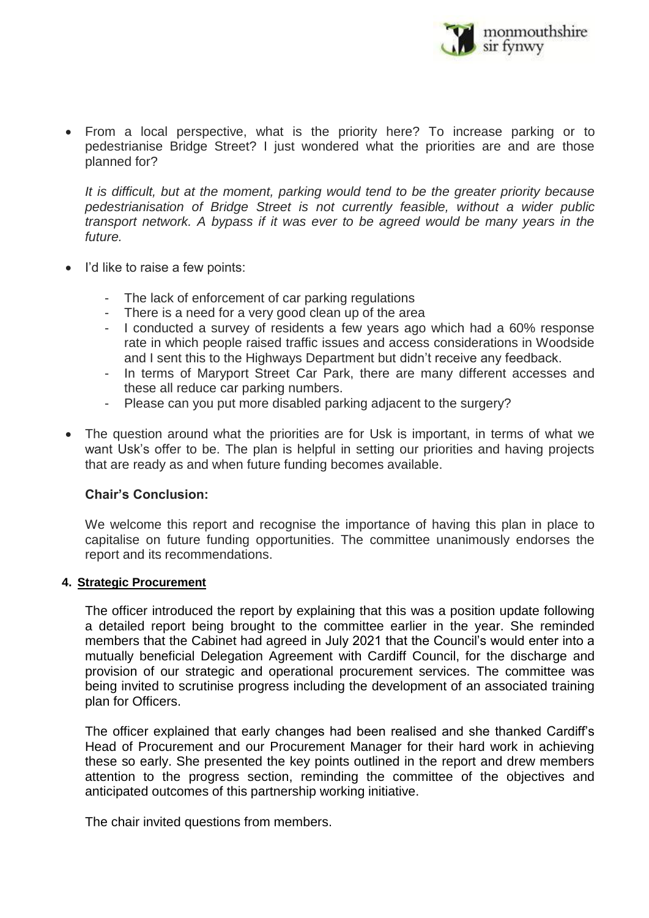- From a local perspective, what is the priority here? To increase parking or to pedestrianise Bridge Street? I just wondered what the priorities are and are those planned for?

  *It is difficult, but at the moment, parking would tend to be the greater priority because pedestrianisation of Bridge Street is not currently feasible, without a wider public transport network. A bypass if it was ever to be agreed would be many years in the future.*

- I'd like to raise a few points:

  - The lack of enforcement of car parking regulations
  - There is a need for a very good clean up of the area
  - I conducted a survey of residents a few years ago which had a 60% response rate in which people raised traffic issues and access considerations in Woodside and I sent this to the Highways Department but didn't receive any feedback.
  - In terms of Maryport Street Car Park, there are many different accesses and these all reduce car parking numbers.
  - Please can you put more disabled parking adjacent to the surgery?

- The question around what the priorities are for Usk is important, in terms of what we want Usk's offer to be. The plan is helpful in setting our priorities and having projects that are ready as and when future funding becomes available.

**Chair's Conclusion:**

We welcome this report and recognise the importance of having this plan in place to capitalise on future funding opportunities. The committee unanimously endorses the report and its recommendations.

#### 4. Strategic Procurement

The officer introduced the report by explaining that this was a position update following a detailed report being brought to the committee earlier in the year. She reminded members that the Cabinet had agreed in July 2021 that the Council's would enter into a mutually beneficial Delegation Agreement with Cardiff Council, for the discharge and provision of our strategic and operational procurement services. The committee was being invited to scrutinise progress including the development of an associated training plan for Officers.

The officer explained that early changes had been realised and she thanked Cardiff's Head of Procurement and our Procurement Manager for their hard work in achieving these so early. She presented the key points outlined in the report and drew members attention to the progress section, reminding the committee of the objectives and anticipated outcomes of this partnership working initiative.

The chair invited questions from members.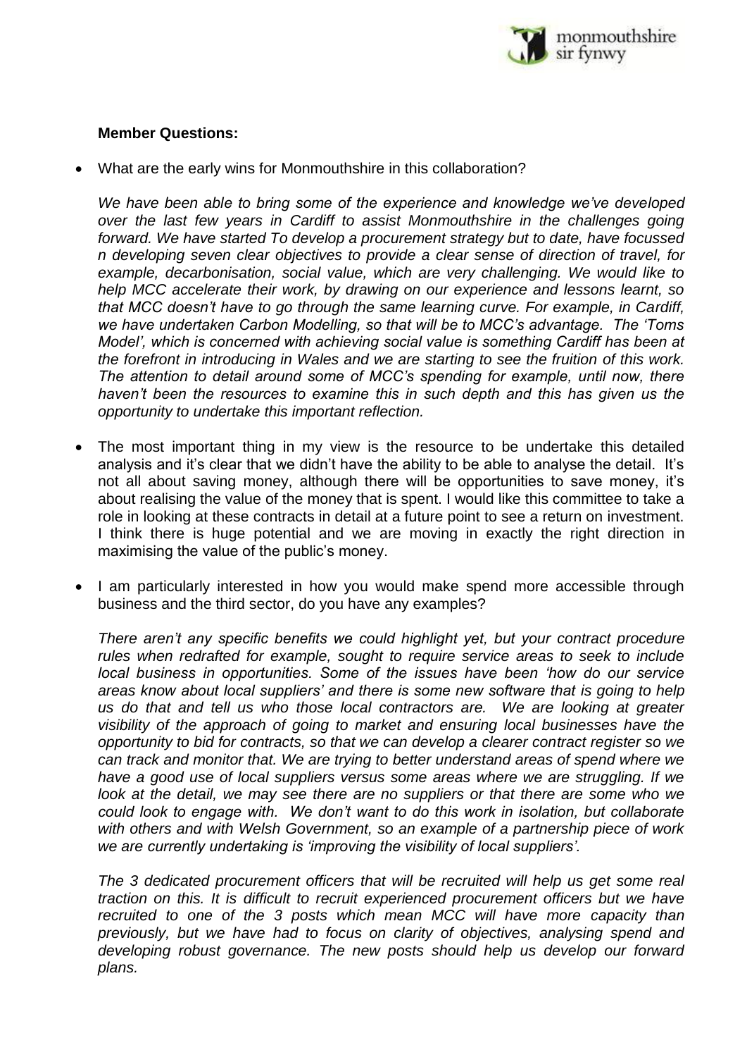**Member Questions:**

- What are the early wins for Monmouthshire in this collaboration?

  *We have been able to bring some of the experience and knowledge we've developed over the last few years in Cardiff to assist Monmouthshire in the challenges going forward. We have started To develop a procurement strategy but to date, have focussed n developing seven clear objectives to provide a clear sense of direction of travel, for example, decarbonisation, social value, which are very challenging. We would like to help MCC accelerate their work, by drawing on our experience and lessons learnt, so that MCC doesn't have to go through the same learning curve. For example, in Cardiff, we have undertaken Carbon Modelling, so that will be to MCC's advantage. The 'Toms Model', which is concerned with achieving social value is something Cardiff has been at the forefront in introducing in Wales and we are starting to see the fruition of this work. The attention to detail around some of MCC's spending for example, until now, there haven't been the resources to examine this in such depth and this has given us the opportunity to undertake this important reflection.*

- The most important thing in my view is the resource to be undertake this detailed analysis and it's clear that we didn't have the ability to be able to analyse the detail. It's not all about saving money, although there will be opportunities to save money, it's about realising the value of the money that is spent. I would like this committee to take a role in looking at these contracts in detail at a future point to see a return on investment. I think there is huge potential and we are moving in exactly the right direction in maximising the value of the public's money.

- I am particularly interested in how you would make spend more accessible through business and the third sector, do you have any examples?

  *There aren't any specific benefits we could highlight yet, but your contract procedure rules when redrafted for example, sought to require service areas to seek to include local business in opportunities. Some of the issues have been 'how do our service areas know about local suppliers' and there is some new software that is going to help us do that and tell us who those local contractors are. We are looking at greater visibility of the approach of going to market and ensuring local businesses have the opportunity to bid for contracts, so that we can develop a clearer contract register so we can track and monitor that. We are trying to better understand areas of spend where we have a good use of local suppliers versus some areas where we are struggling. If we look at the detail, we may see there are no suppliers or that there are some who we could look to engage with. We don't want to do this work in isolation, but collaborate with others and with Welsh Government, so an example of a partnership piece of work we are currently undertaking is 'improving the visibility of local suppliers'.*

  *The 3 dedicated procurement officers that will be recruited will help us get some real traction on this. It is difficult to recruit experienced procurement officers but we have recruited to one of the 3 posts which mean MCC will have more capacity than previously, but we have had to focus on clarity of objectives, analysing spend and developing robust governance. The new posts should help us develop our forward plans.*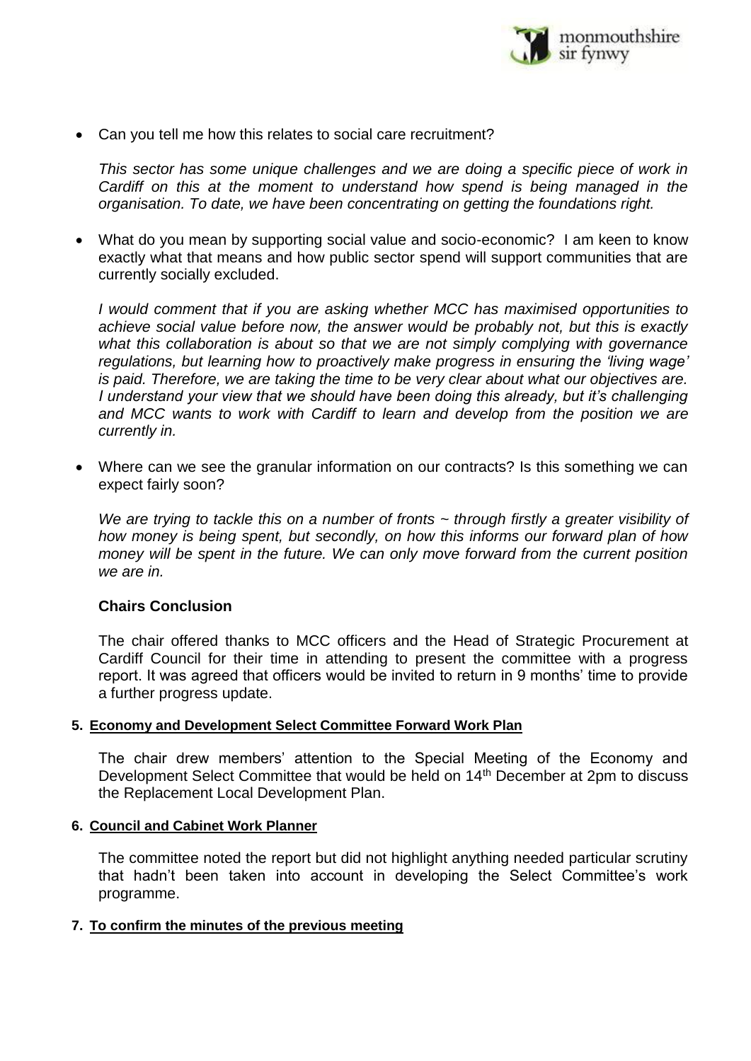- Can you tell me how this relates to social care recruitment?

  *This sector has some unique challenges and we are doing a specific piece of work in Cardiff on this at the moment to understand how spend is being managed in the organisation. To date, we have been concentrating on getting the foundations right.*

- What do you mean by supporting social value and socio-economic? I am keen to know exactly what that means and how public sector spend will support communities that are currently socially excluded.

  *I would comment that if you are asking whether MCC has maximised opportunities to achieve social value before now, the answer would be probably not, but this is exactly what this collaboration is about so that we are not simply complying with governance regulations, but learning how to proactively make progress in ensuring the 'living wage' is paid. Therefore, we are taking the time to be very clear about what our objectives are. I understand your view that we should have been doing this already, but it's challenging and MCC wants to work with Cardiff to learn and develop from the position we are currently in.*

- Where can we see the granular information on our contracts? Is this something we can expect fairly soon?

  *We are trying to tackle this on a number of fronts ~ through firstly a greater visibility of how money is being spent, but secondly, on how this informs our forward plan of how money will be spent in the future. We can only move forward from the current position we are in.*

**Chairs Conclusion**

The chair offered thanks to MCC officers and the Head of Strategic Procurement at Cardiff Council for their time in attending to present the committee with a progress report. It was agreed that officers would be invited to return in 9 months' time to provide a further progress update.

**5. Economy and Development Select Committee Forward Work Plan**

The chair drew members' attention to the Special Meeting of the Economy and Development Select Committee that would be held on 14th December at 2pm to discuss the Replacement Local Development Plan.

**6. Council and Cabinet Work Planner**

The committee noted the report but did not highlight anything needed particular scrutiny that hadn't been taken into account in developing the Select Committee's work programme.

**7. To confirm the minutes of the previous meeting**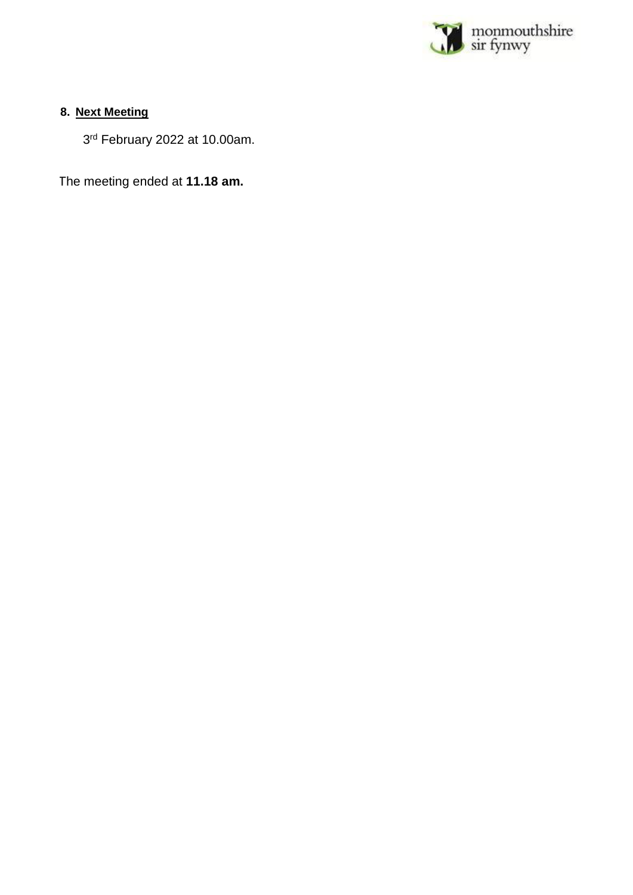**8. Next Meeting**

3rd February 2022 at 10.00am.

The meeting ended at **11.18 am.**